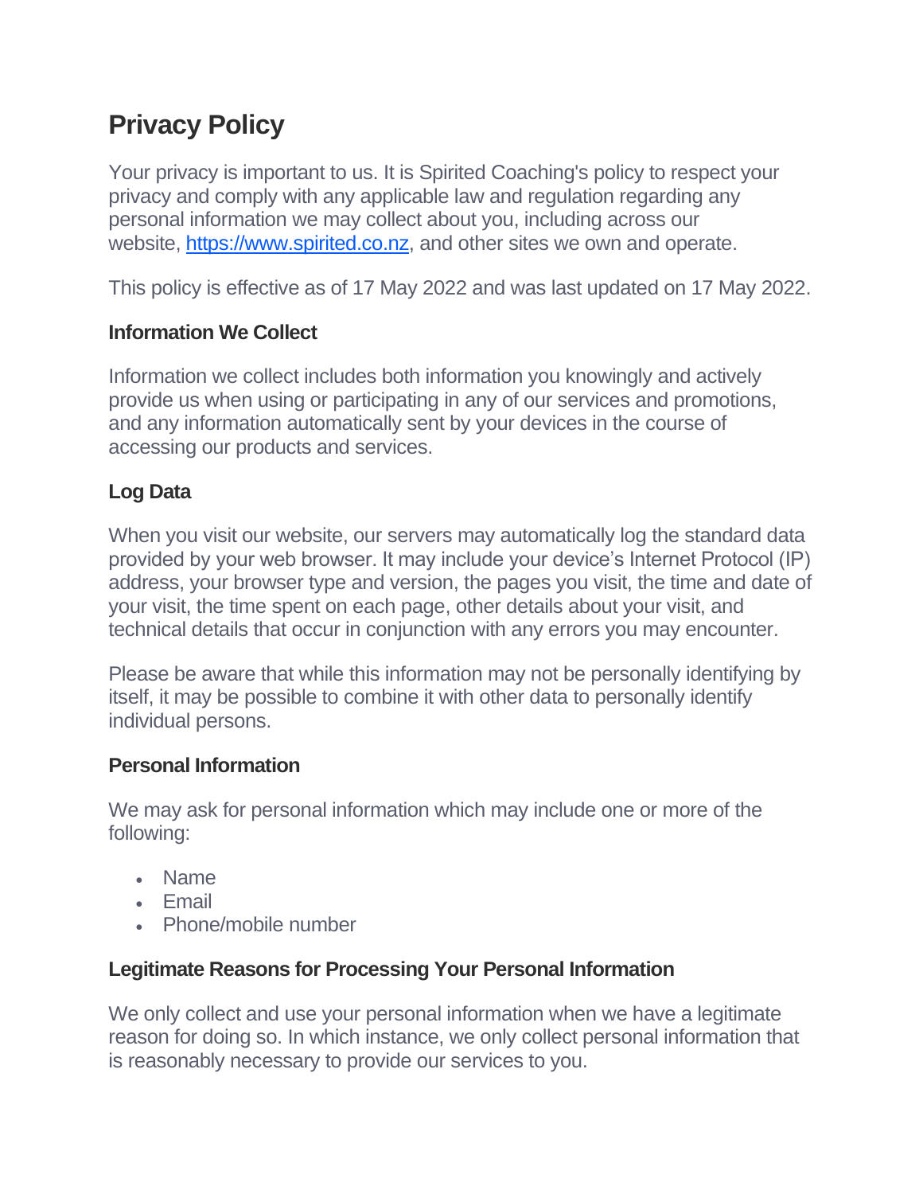# Privacy Policy

Your privacy is important to us. It is Spirited Coaching's policy to respect your privacy and comply with any applicable law and regulation regarding any personal information we may collect about you, including across our website, [https://www.spirited.co.nz](https://www.spirited.co.nz), and other sites we own and operate.

This policy is effective as of 17 May 2022 and was last updated on 17 May 2022.

### Information We Collect

Information we collect includes both information you knowingly and actively provide us when using or participating in any of our services and promotions, and any information automatically sent by your devices in the course of accessing our products and services.

### Log Data

When you visit our website, our servers may automatically log the standard data provided by your web browser. It may include your device's Internet Protocol (IP) address, your browser type and version, the pages you visit, the time and date of your visit, the time spent on each page, other details about your visit, and technical details that occur in conjunction with any errors you may encounter.

Please be aware that while this information may not be personally identifying by itself, it may be possible to combine it with other data to personally identify individual persons.

### Personal Information

We may ask for personal information which may include one or more of the following:

- Name
- Email
- Phone/mobile number

### Legitimate Reasons for Processing Your Personal Information

We only collect and use your personal information when we have a legitimate reason for doing so. In which instance, we only collect personal information that is reasonably necessary to provide our services to you.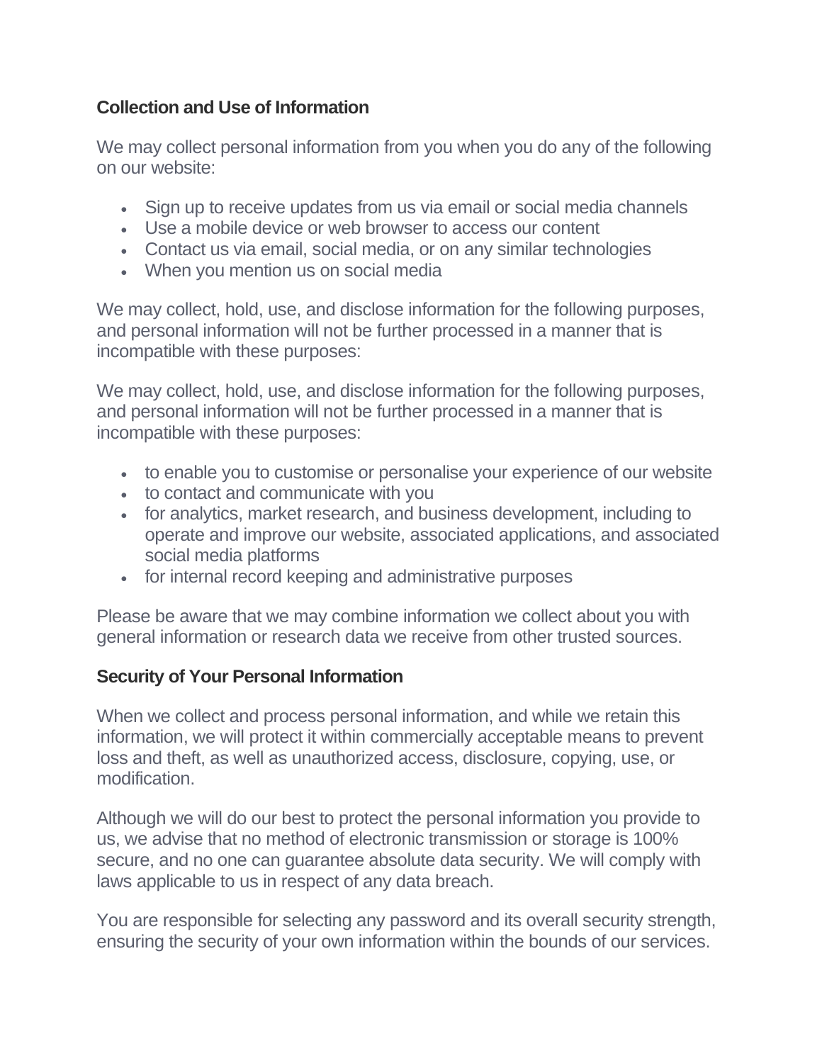### Collection and Use of Information

We may collect personal information from you when you do any of the following on our website:

- Sign up to receive updates from us via email or social media channels
- Use a mobile device or web browser to access our content
- Contact us via email, social media, or on any similar technologies
- When you mention us on social media

We may collect, hold, use, and disclose information for the following purposes, and personal information will not be further processed in a manner that is incompatible with these purposes:

We may collect, hold, use, and disclose information for the following purposes, and personal information will not be further processed in a manner that is incompatible with these purposes:

- to enable you to customise or personalise your experience of our website
- to contact and communicate with you
- for analytics, market research, and business development, including to operate and improve our website, associated applications, and associated social media platforms
- for internal record keeping and administrative purposes

Please be aware that we may combine information we collect about you with general information or research data we receive from other trusted sources.

### Security of Your Personal Information

When we collect and process personal information, and while we retain this information, we will protect it within commercially acceptable means to prevent loss and theft, as well as unauthorized access, disclosure, copying, use, or modification.

Although we will do our best to protect the personal information you provide to us, we advise that no method of electronic transmission or storage is 100% secure, and no one can guarantee absolute data security. We will comply with laws applicable to us in respect of any data breach.

You are responsible for selecting any password and its overall security strength, ensuring the security of your own information within the bounds of our services.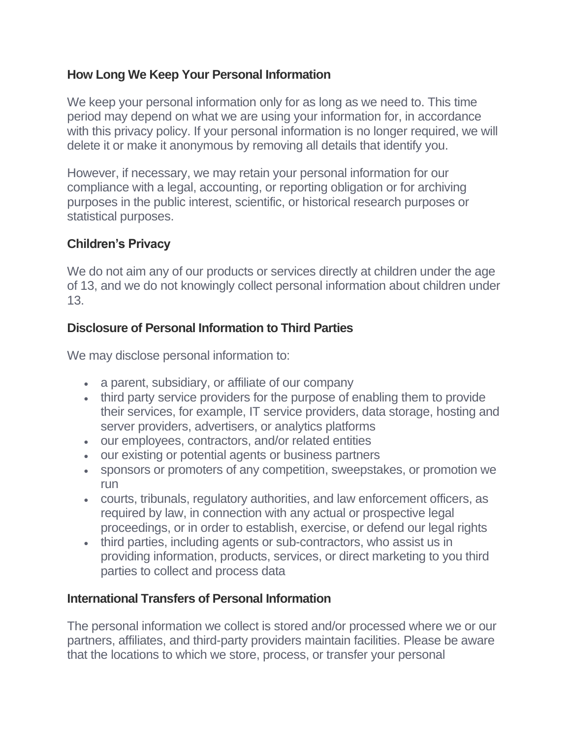### How Long We Keep Your Personal Information

We keep your personal information only for as long as we need to. This time period may depend on what we are using your information for, in accordance with this privacy policy. If your personal information is no longer required, we will delete it or make it anonymous by removing all details that identify you.

However, if necessary, we may retain your personal information for our compliance with a legal, accounting, or reporting obligation or for archiving purposes in the public interest, scientific, or historical research purposes or statistical purposes.

### Children's Privacy

We do not aim any of our products or services directly at children under the age of 13, and we do not knowingly collect personal information about children under 13.

### Disclosure of Personal Information to Third Parties

We may disclose personal information to:

- a parent, subsidiary, or affiliate of our company
- third party service providers for the purpose of enabling them to provide their services, for example, IT service providers, data storage, hosting and server providers, advertisers, or analytics platforms
- our employees, contractors, and/or related entities
- our existing or potential agents or business partners
- sponsors or promoters of any competition, sweepstakes, or promotion we run
- courts, tribunals, regulatory authorities, and law enforcement officers, as required by law, in connection with any actual or prospective legal proceedings, or in order to establish, exercise, or defend our legal rights
- third parties, including agents or sub-contractors, who assist us in providing information, products, services, or direct marketing to you third parties to collect and process data

### International Transfers of Personal Information

The personal information we collect is stored and/or processed where we or our partners, affiliates, and third-party providers maintain facilities. Please be aware that the locations to which we store, process, or transfer your personal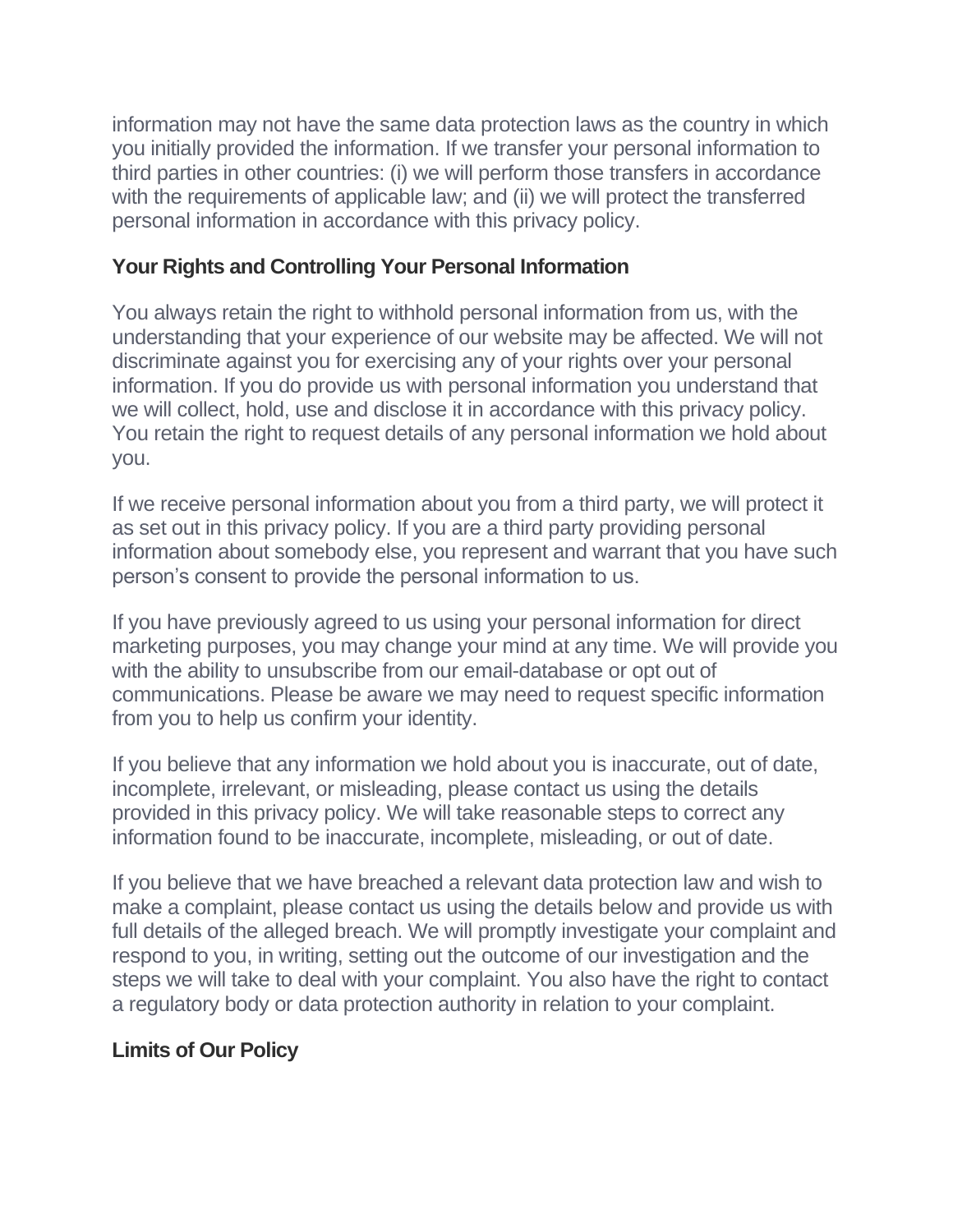information may not have the same data protection laws as the country in which you initially provided the information. If we transfer your personal information to third parties in other countries: (i) we will perform those transfers in accordance with the requirements of applicable law; and (ii) we will protect the transferred personal information in accordance with this privacy policy.

## Your Rights and Controlling Your Personal Information

You always retain the right to withhold personal information from us, with the understanding that your experience of our website may be affected. We will not discriminate against you for exercising any of your rights over your personal information. If you do provide us with personal information you understand that we will collect, hold, use and disclose it in accordance with this privacy policy. You retain the right to request details of any personal information we hold about you.

If we receive personal information about you from a third party, we will protect it as set out in this privacy policy. If you are a third party providing personal information about somebody else, you represent and warrant that you have such person's consent to provide the personal information to us.

If you have previously agreed to us using your personal information for direct marketing purposes, you may change your mind at any time. We will provide you with the ability to unsubscribe from our email-database or opt out of communications. Please be aware we may need to request specific information from you to help us confirm your identity.

If you believe that any information we hold about you is inaccurate, out of date, incomplete, irrelevant, or misleading, please contact us using the details provided in this privacy policy. We will take reasonable steps to correct any information found to be inaccurate, incomplete, misleading, or out of date.

If you believe that we have breached a relevant data protection law and wish to make a complaint, please contact us using the details below and provide us with full details of the alleged breach. We will promptly investigate your complaint and respond to you, in writing, setting out the outcome of our investigation and the steps we will take to deal with your complaint. You also have the right to contact a regulatory body or data protection authority in relation to your complaint.

## Limits of Our Policy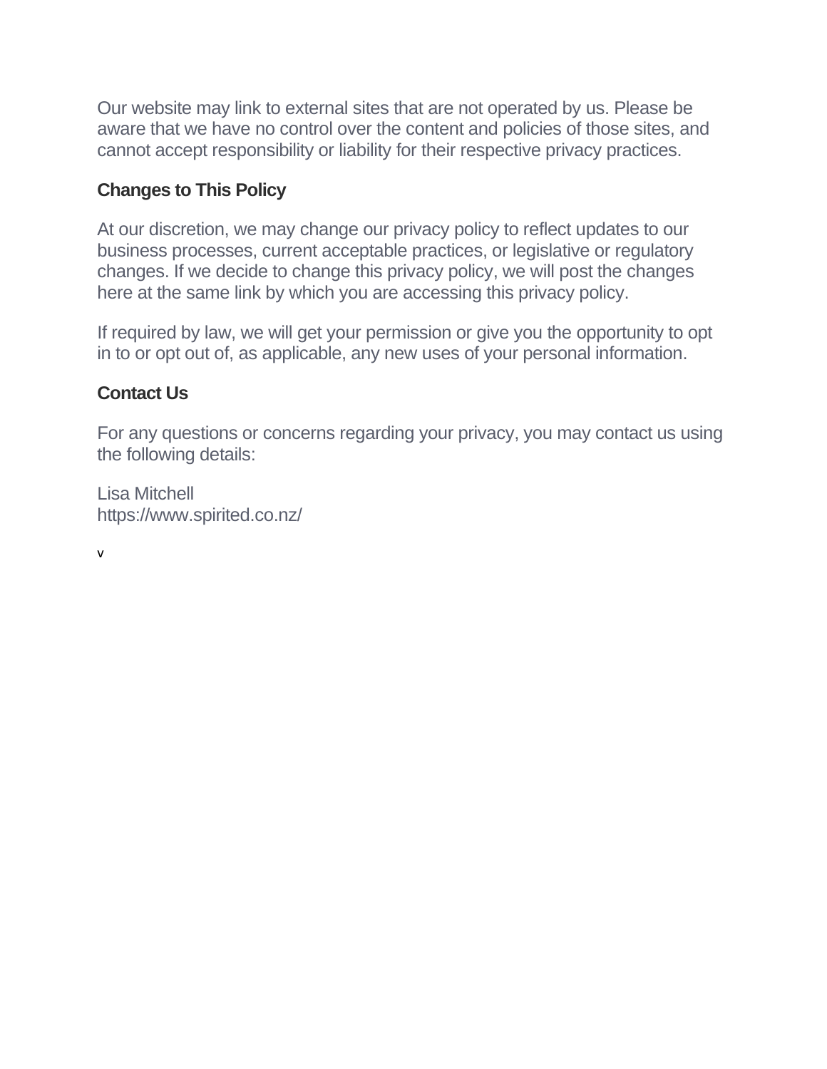Our website may link to external sites that are not operated by us. Please be aware that we have no control over the content and policies of those sites, and cannot accept responsibility or liability for their respective privacy practices.

### Changes to This Policy

At our discretion, we may change our privacy policy to reflect updates to our business processes, current acceptable practices, or legislative or regulatory changes. If we decide to change this privacy policy, we will post the changes here at the same link by which you are accessing this privacy policy.

If required by law, we will get your permission or give you the opportunity to opt in to or opt out of, as applicable, any new uses of your personal information.

### Contact Us

For any questions or concerns regarding your privacy, you may contact us using the following details:

Lisa Mitchell
https://www.spirited.co.nz/

v